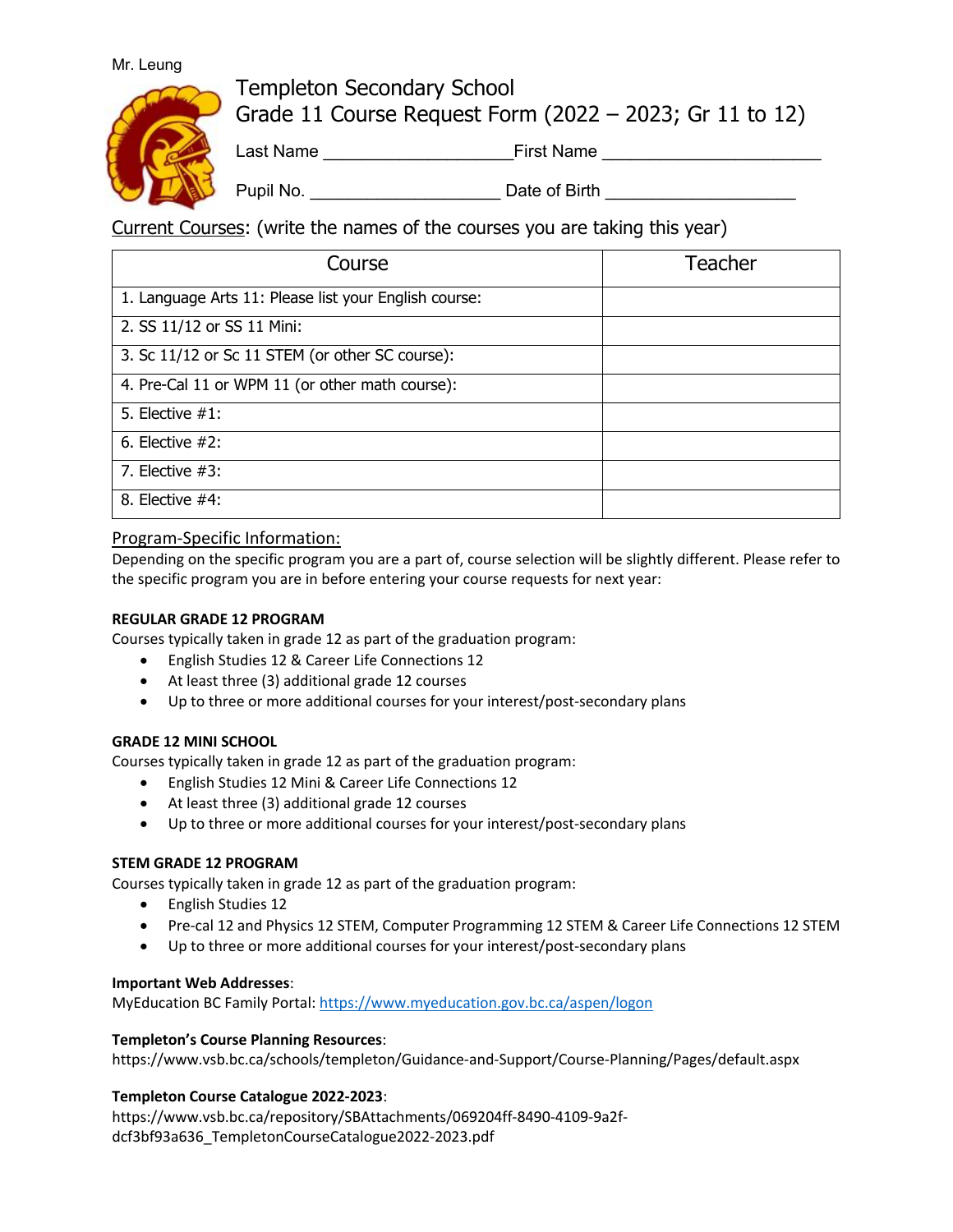Mr. Leung

# Templeton Secondary School
## Grade 11 Course Request Form (2022 – 2023; Gr 11 to 12)

Last Name ___________________ First Name ______________________

Pupil No. ___________________ Date of Birth ___________________

Current Courses: (write the names of the courses you are taking this year)

| Course | Teacher |
|---|---|
| 1. Language Arts 11: Please list your English course: | |
| 2. SS 11/12 or SS 11 Mini: | |
| 3. Sc 11/12 or Sc 11 STEM (or other SC course): | |
| 4. Pre-Cal 11 or WPM 11 (or other math course): | |
| 5. Elective #1: | |
| 6. Elective #2: | |
| 7. Elective #3: | |
| 8. Elective #4: | |

Program-Specific Information:

Depending on the specific program you are a part of, course selection will be slightly different. Please refer to the specific program you are in before entering your course requests for next year:

**REGULAR GRADE 12 PROGRAM**

Courses typically taken in grade 12 as part of the graduation program:

- English Studies 12 & Career Life Connections 12
- At least three (3) additional grade 12 courses
- Up to three or more additional courses for your interest/post-secondary plans

**GRADE 12 MINI SCHOOL**

Courses typically taken in grade 12 as part of the graduation program:

- English Studies 12 Mini & Career Life Connections 12
- At least three (3) additional grade 12 courses
- Up to three or more additional courses for your interest/post-secondary plans

**STEM GRADE 12 PROGRAM**

Courses typically taken in grade 12 as part of the graduation program:

- English Studies 12
- Pre-cal 12 and Physics 12 STEM, Computer Programming 12 STEM & Career Life Connections 12 STEM
- Up to three or more additional courses for your interest/post-secondary plans

**Important Web Addresses**:

MyEducation BC Family Portal: https://www.myeducation.gov.bc.ca/aspen/logon

**Templeton's Course Planning Resources**:

https://www.vsb.bc.ca/schools/templeton/Guidance-and-Support/Course-Planning/Pages/default.aspx

**Templeton Course Catalogue 2022-2023**:

https://www.vsb.bc.ca/repository/SBAttachments/069204ff-8490-4109-9a2f-dcf3bf93a636_TempletonCourseCatalogue2022-2023.pdf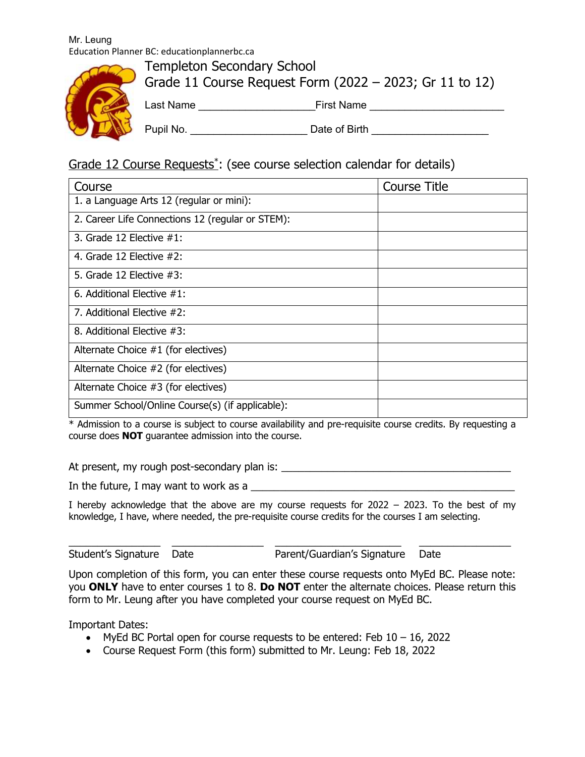Mr. Leung
Education Planner BC: educationplannerbc.ca

# Templeton Secondary School
## Grade 11 Course Request Form (2022 – 2023; Gr 11 to 12)

Last Name ___________________ First Name ______________________

Pupil No. ___________________ Date of Birth ___________________

## Grade 12 Course Requests*: (see course selection calendar for details)

| Course | Course Title |
|---|---|
| 1. a Language Arts 12 (regular or mini): | |
| 2. Career Life Connections 12 (regular or STEM): | |
| 3. Grade 12 Elective #1: | |
| 4. Grade 12 Elective #2: | |
| 5. Grade 12 Elective #3: | |
| 6. Additional Elective #1: | |
| 7. Additional Elective #2: | |
| 8. Additional Elective #3: | |
| Alternate Choice #1 (for electives) | |
| Alternate Choice #2 (for electives) | |
| Alternate Choice #3 (for electives) | |
| Summer School/Online Course(s) (if applicable): | |

* Admission to a course is subject to course availability and pre-requisite course credits. By requesting a course does **NOT** guarantee admission into the course.

At present, my rough post-secondary plan is: ________________________________________

In the future, I may want to work as a ______________________________________________

I hereby acknowledge that the above are my course requests for 2022 – 2023. To the best of my knowledge, I have, where needed, the pre-requisite course credits for the courses I am selecting.

________________ ________________ ______________________ ________________
Student's Signature Date Parent/Guardian's Signature Date

Upon completion of this form, you can enter these course requests onto MyEd BC. Please note: you **ONLY** have to enter courses 1 to 8. **Do NOT** enter the alternate choices. Please return this form to Mr. Leung after you have completed your course request on MyEd BC.

Important Dates:

- MyEd BC Portal open for course requests to be entered: Feb 10 – 16, 2022
- Course Request Form (this form) submitted to Mr. Leung: Feb 18, 2022